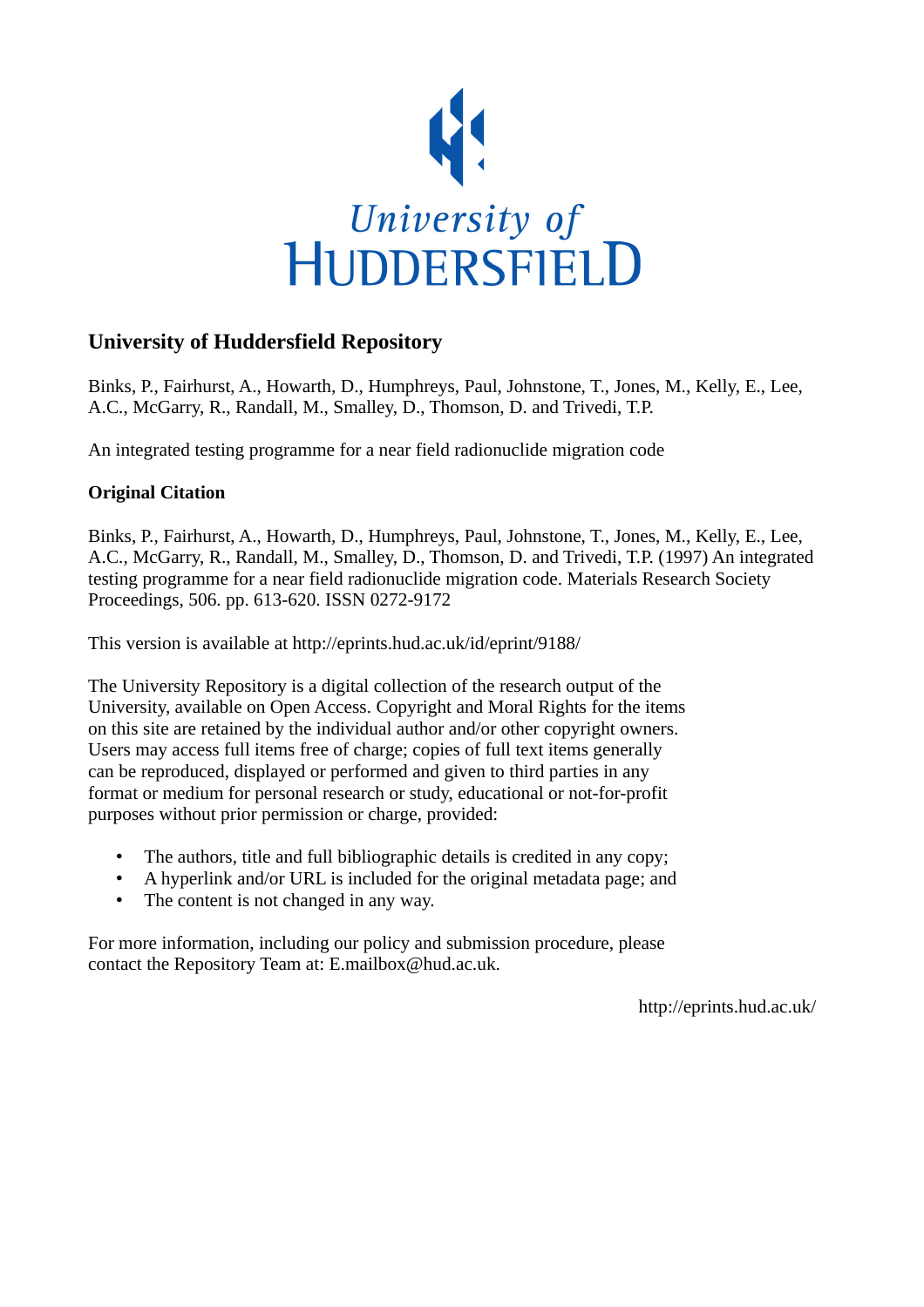University of
HUDDERSFIELD

## University of Huddersfield Repository

Binks, P., Fairhurst, A., Howarth, D., Humphreys, Paul, Johnstone, T., Jones, M., Kelly, E., Lee, A.C., McGarry, R., Randall, M., Smalley, D., Thomson, D. and Trivedi, T.P.

An integrated testing programme for a near field radionuclide migration code

### Original Citation

Binks, P., Fairhurst, A., Howarth, D., Humphreys, Paul, Johnstone, T., Jones, M., Kelly, E., Lee, A.C., McGarry, R., Randall, M., Smalley, D., Thomson, D. and Trivedi, T.P. (1997) An integrated testing programme for a near field radionuclide migration code. Materials Research Society Proceedings, 506. pp. 613-620. ISSN 0272-9172

This version is available at http://eprints.hud.ac.uk/id/eprint/9188/

The University Repository is a digital collection of the research output of the University, available on Open Access. Copyright and Moral Rights for the items on this site are retained by the individual author and/or other copyright owners. Users may access full items free of charge; copies of full text items generally can be reproduced, displayed or performed and given to third parties in any format or medium for personal research or study, educational or not-for-profit purposes without prior permission or charge, provided:

- The authors, title and full bibliographic details is credited in any copy;
- A hyperlink and/or URL is included for the original metadata page; and
- The content is not changed in any way.

For more information, including our policy and submission procedure, please contact the Repository Team at: E.mailbox@hud.ac.uk.

http://eprints.hud.ac.uk/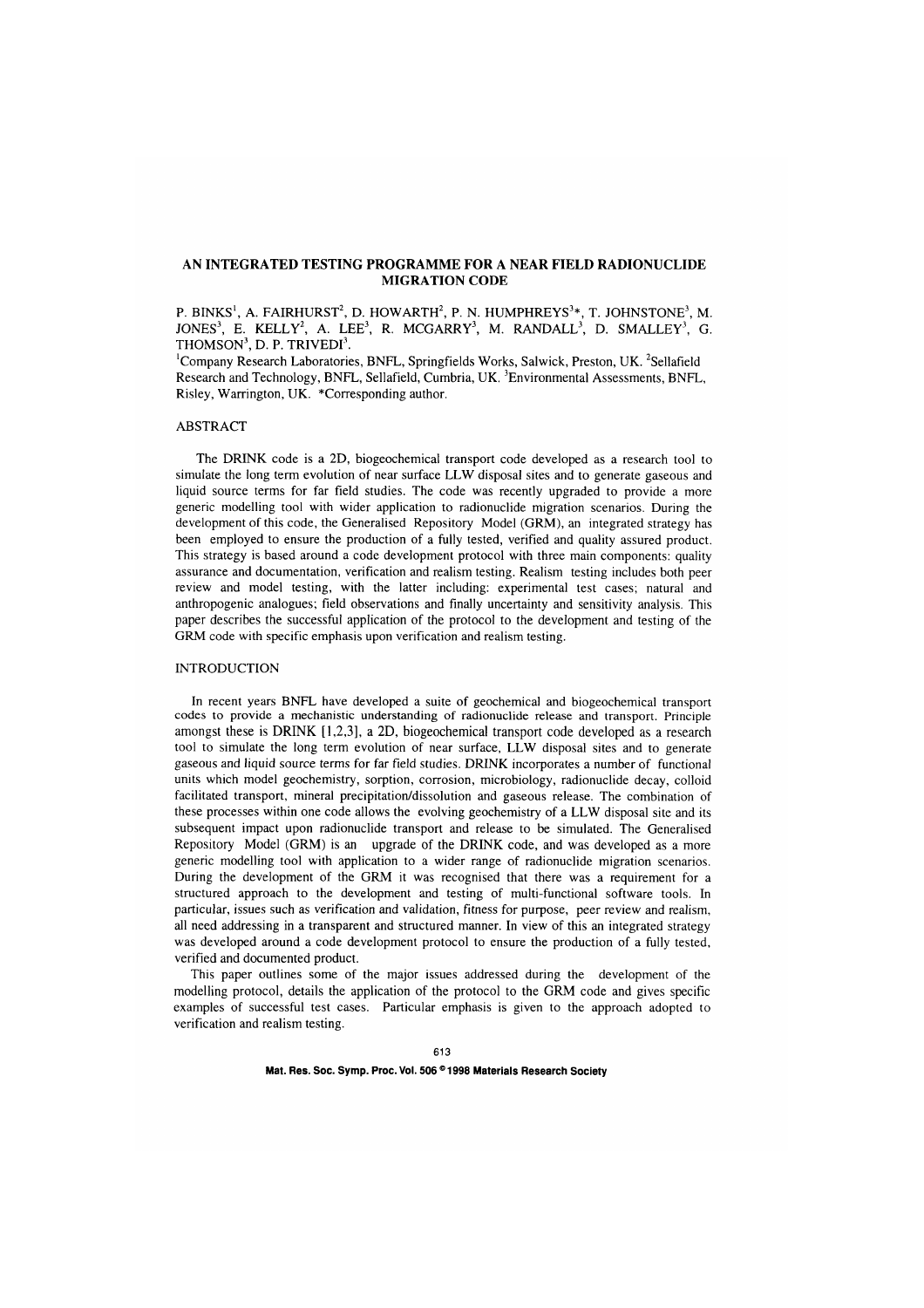# AN INTEGRATED TESTING PROGRAMME FOR A NEAR FIELD RADIONUCLIDE MIGRATION CODE

P. BINKS[1], A. FAIRHURST[2], D. HOWARTH[2], P. N. HUMPHREYS[3]*, T. JOHNSTONE[3], M. JONES[3], E. KELLY[2], A. LEE[3], R. MCGARRY[3], M. RANDALL[3], D. SMALLEY[3], G. THOMSON[3], D. P. TRIVEDI[3].

[1]Company Research Laboratories, BNFL, Springfields Works, Salwick, Preston, UK. [2]Sellafield Research and Technology, BNFL, Sellafield, Cumbria, UK. [3]Environmental Assessments, BNFL, Risley, Warrington, UK. *Corresponding author.

## ABSTRACT

The DRINK code is a 2D, biogeochemical transport code developed as a research tool to simulate the long term evolution of near surface LLW disposal sites and to generate gaseous and liquid source terms for far field studies. The code was recently upgraded to provide a more generic modelling tool with wider application to radionuclide migration scenarios. During the development of this code, the Generalised Repository Model (GRM), an integrated strategy has been employed to ensure the production of a fully tested, verified and quality assured product. This strategy is based around a code development protocol with three main components: quality assurance and documentation, verification and realism testing. Realism testing includes both peer review and model testing, with the latter including: experimental test cases; natural and anthropogenic analogues; field observations and finally uncertainty and sensitivity analysis. This paper describes the successful application of the protocol to the development and testing of the GRM code with specific emphasis upon verification and realism testing.

## INTRODUCTION

In recent years BNFL have developed a suite of geochemical and biogeochemical transport codes to provide a mechanistic understanding of radionuclide release and transport. Principle amongst these is DRINK [1,2,3], a 2D, biogeochemical transport code developed as a research tool to simulate the long term evolution of near surface, LLW disposal sites and to generate gaseous and liquid source terms for far field studies. DRINK incorporates a number of functional units which model geochemistry, sorption, corrosion, microbiology, radionuclide decay, colloid facilitated transport, mineral precipitation/dissolution and gaseous release. The combination of these processes within one code allows the evolving geochemistry of a LLW disposal site and its subsequent impact upon radionuclide transport and release to be simulated. The Generalised Repository Model (GRM) is an upgrade of the DRINK code, and was developed as a more generic modelling tool with application to a wider range of radionuclide migration scenarios. During the development of the GRM it was recognised that there was a requirement for a structured approach to the development and testing of multi-functional software tools. In particular, issues such as verification and validation, fitness for purpose, peer review and realism, all need addressing in a transparent and structured manner. In view of this an integrated strategy was developed around a code development protocol to ensure the production of a fully tested, verified and documented product.

This paper outlines some of the major issues addressed during the development of the modelling protocol, details the application of the protocol to the GRM code and gives specific examples of successful test cases. Particular emphasis is given to the approach adopted to verification and realism testing.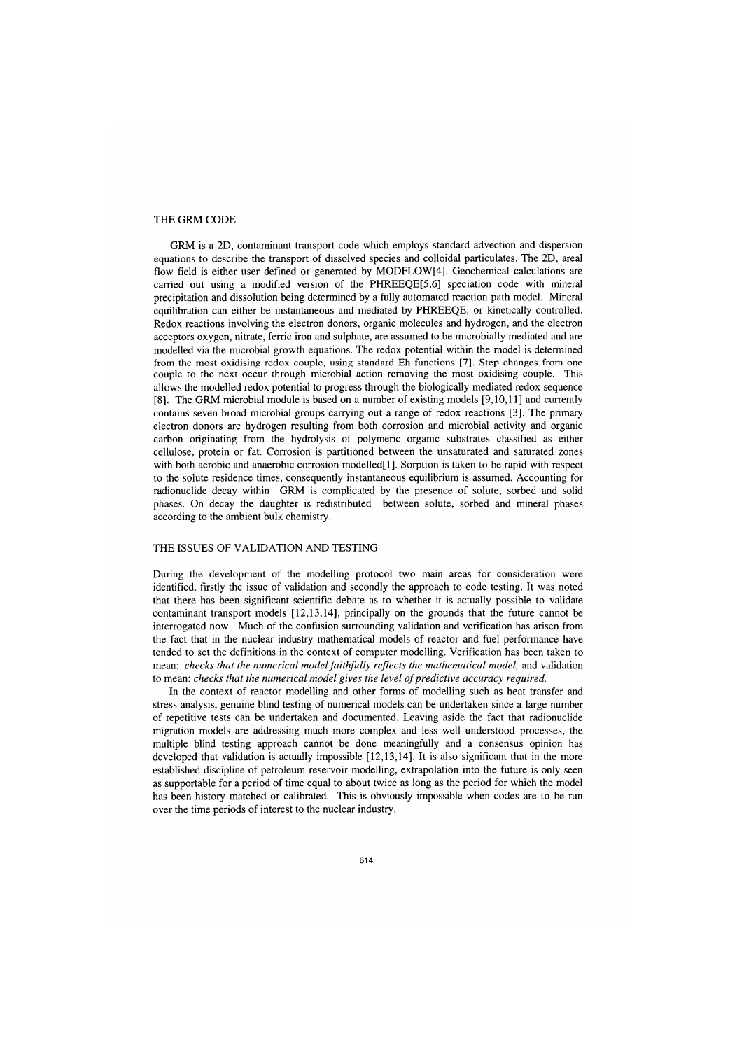## THE GRM CODE

GRM is a 2D, contaminant transport code which employs standard advection and dispersion equations to describe the transport of dissolved species and colloidal particulates. The 2D, areal flow field is either user defined or generated by MODFLOW[4]. Geochemical calculations are carried out using a modified version of the PHREEQE[5,6] speciation code with mineral precipitation and dissolution being determined by a fully automated reaction path model. Mineral equilibration can either be instantaneous and mediated by PHREEQE, or kinetically controlled. Redox reactions involving the electron donors, organic molecules and hydrogen, and the electron acceptors oxygen, nitrate, ferric iron and sulphate, are assumed to be microbially mediated and are modelled via the microbial growth equations. The redox potential within the model is determined from the most oxidising redox couple, using standard Eh functions [7]. Step changes from one couple to the next occur through microbial action removing the most oxidising couple. This allows the modelled redox potential to progress through the biologically mediated redox sequence [8]. The GRM microbial module is based on a number of existing models [9,10,11] and currently contains seven broad microbial groups carrying out a range of redox reactions [3]. The primary electron donors are hydrogen resulting from both corrosion and microbial activity and organic carbon originating from the hydrolysis of polymeric organic substrates classified as either cellulose, protein or fat. Corrosion is partitioned between the unsaturated and saturated zones with both aerobic and anaerobic corrosion modelled[1]. Sorption is taken to be rapid with respect to the solute residence times, consequently instantaneous equilibrium is assumed. Accounting for radionuclide decay within GRM is complicated by the presence of solute, sorbed and solid phases. On decay the daughter is redistributed between solute, sorbed and mineral phases according to the ambient bulk chemistry.

## THE ISSUES OF VALIDATION AND TESTING

During the development of the modelling protocol two main areas for consideration were identified, firstly the issue of validation and secondly the approach to code testing. It was noted that there has been significant scientific debate as to whether it is actually possible to validate contaminant transport models [12,13,14], principally on the grounds that the future cannot be interrogated now. Much of the confusion surrounding validation and verification has arisen from the fact that in the nuclear industry mathematical models of reactor and fuel performance have tended to set the definitions in the context of computer modelling. Verification has been taken to mean: *checks that the numerical model faithfully reflects the mathematical model,* and validation to mean: *checks that the numerical model gives the level of predictive accuracy required.*

In the context of reactor modelling and other forms of modelling such as heat transfer and stress analysis, genuine blind testing of numerical models can be undertaken since a large number of repetitive tests can be undertaken and documented. Leaving aside the fact that radionuclide migration models are addressing much more complex and less well understood processes, the multiple blind testing approach cannot be done meaningfully and a consensus opinion has developed that validation is actually impossible [12,13,14]. It is also significant that in the more established discipline of petroleum reservoir modelling, extrapolation into the future is only seen as supportable for a period of time equal to about twice as long as the period for which the model has been history matched or calibrated. This is obviously impossible when codes are to be run over the time periods of interest to the nuclear industry.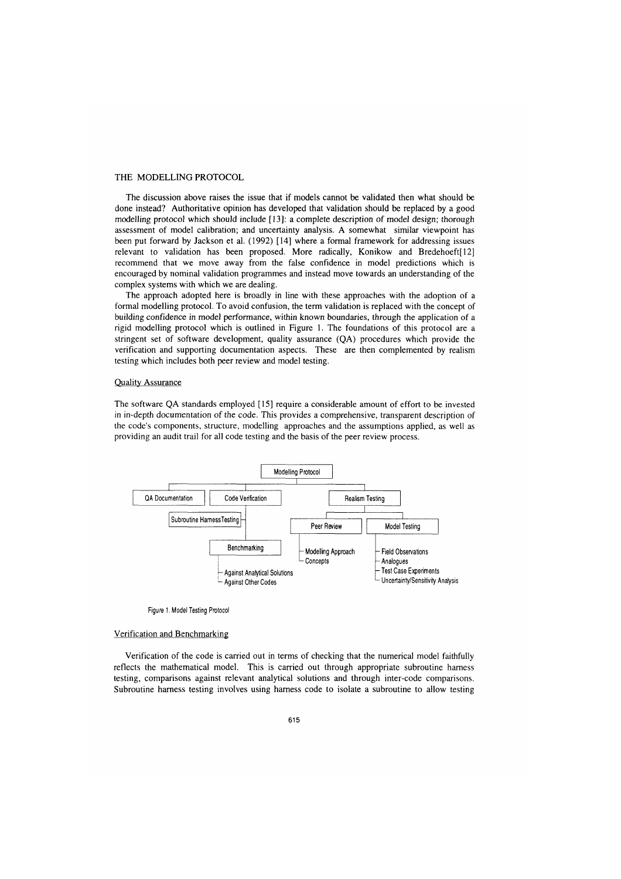## THE MODELLING PROTOCOL

The discussion above raises the issue that if models cannot be validated then what should be done instead? Authoritative opinion has developed that validation should be replaced by a good modelling protocol which should include [13]: a complete description of model design; thorough assessment of model calibration; and uncertainty analysis. A somewhat similar viewpoint has been put forward by Jackson et al. (1992) [14] where a formal framework for addressing issues relevant to validation has been proposed. More radically, Konikow and Bredehoeft[12] recommend that we move away from the false confidence in model predictions which is encouraged by nominal validation programmes and instead move towards an understanding of the complex systems with which we are dealing.

The approach adopted here is broadly in line with these approaches with the adoption of a formal modelling protocol. To avoid confusion, the term validation is replaced with the concept of building confidence in model performance, within known boundaries, through the application of a rigid modelling protocol which is outlined in Figure 1. The foundations of this protocol are a stringent set of software development, quality assurance (QA) procedures which provide the verification and supporting documentation aspects. These are then complemented by realism testing which includes both peer review and model testing.

### Quality Assurance

The software QA standards employed [15] require a considerable amount of effort to be invested in in-depth documentation of the code. This provides a comprehensive, transparent description of the code's components, structure, modelling approaches and the assumptions applied, as well as providing an audit trail for all code testing and the basis of the peer review process.

- Modelling Protocol
  - QA Documentation
  - Code Verification
    - Subroutine Harness Testing
    - Benchmarking
      - Against Analytical Solutions
      - Against Other Codes
  - Realism Testing
    - Peer Review
      - Modelling Approach
      - Concepts
    - Model Testing
      - Field Observations
      - Analogues
      - Test Case Experiments
      - Uncertainty/Sensitivity Analysis

*Figure 1. Model Testing Protocol*

### Verification and Benchmarking

Verification of the code is carried out in terms of checking that the numerical model faithfully reflects the mathematical model. This is carried out through appropriate subroutine harness testing, comparisons against relevant analytical solutions and through inter-code comparisons. Subroutine harness testing involves using harness code to isolate a subroutine to allow testing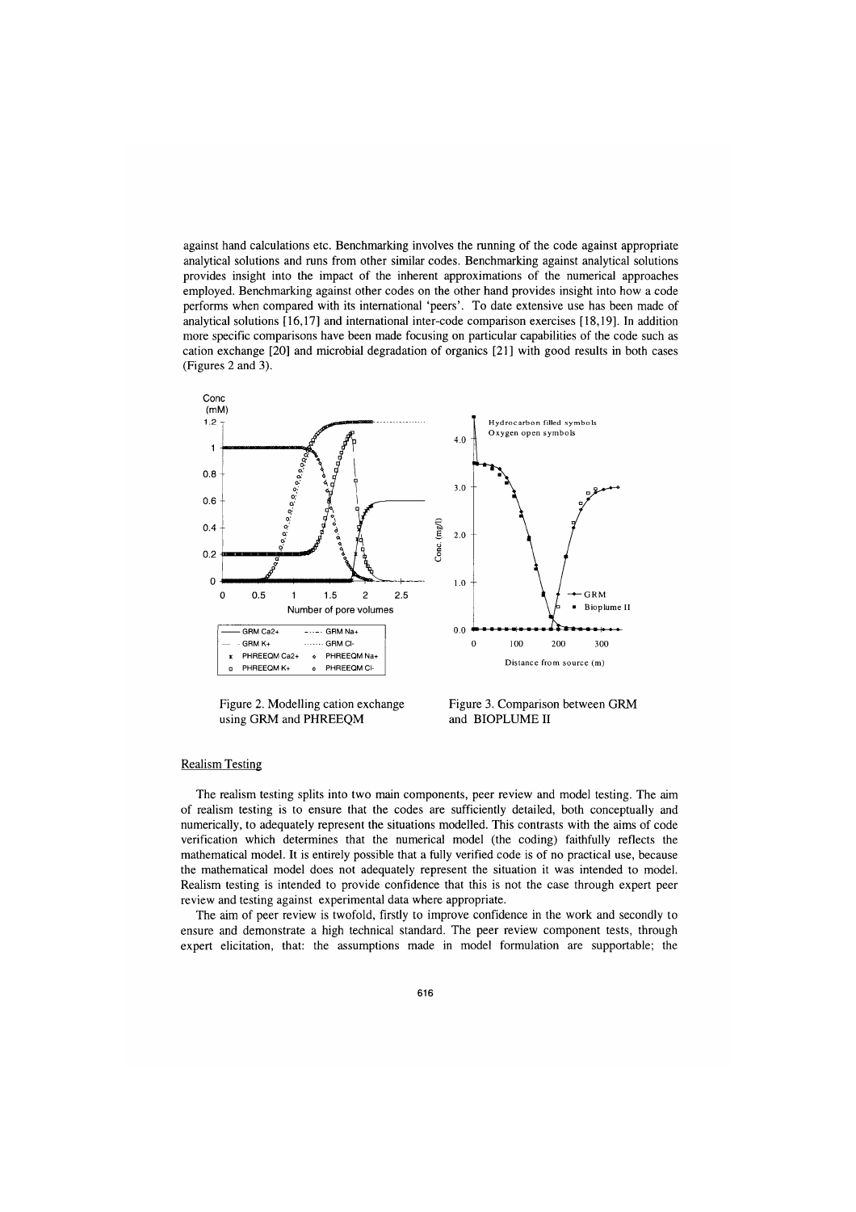against hand calculations etc. Benchmarking involves the running of the code against appropriate analytical solutions and runs from other similar codes. Benchmarking against analytical solutions provides insight into the impact of the inherent approximations of the numerical approaches employed. Benchmarking against other codes on the other hand provides insight into how a code performs when compared with its international 'peers'. To date extensive use has been made of analytical solutions [16,17] and international inter-code comparison exercises [18,19]. In addition more specific comparisons have been made focusing on particular capabilities of the code such as cation exchange [20] and microbial degradation of organics [21] with good results in both cases (Figures 2 and 3).

Figure 2. Modelling cation exchange using GRM and PHREEQM

Figure 3. Comparison between GRM and BIOPLUME II

## Realism Testing

The realism testing splits into two main components, peer review and model testing. The aim of realism testing is to ensure that the codes are sufficiently detailed, both conceptually and numerically, to adequately represent the situations modelled. This contrasts with the aims of code verification which determines that the numerical model (the coding) faithfully reflects the mathematical model. It is entirely possible that a fully verified code is of no practical use, because the mathematical model does not adequately represent the situation it was intended to model. Realism testing is intended to provide confidence that this is not the case through expert peer review and testing against experimental data where appropriate.

The aim of peer review is twofold, firstly to improve confidence in the work and secondly to ensure and demonstrate a high technical standard. The peer review component tests, through expert elicitation, that: the assumptions made in model formulation are supportable; the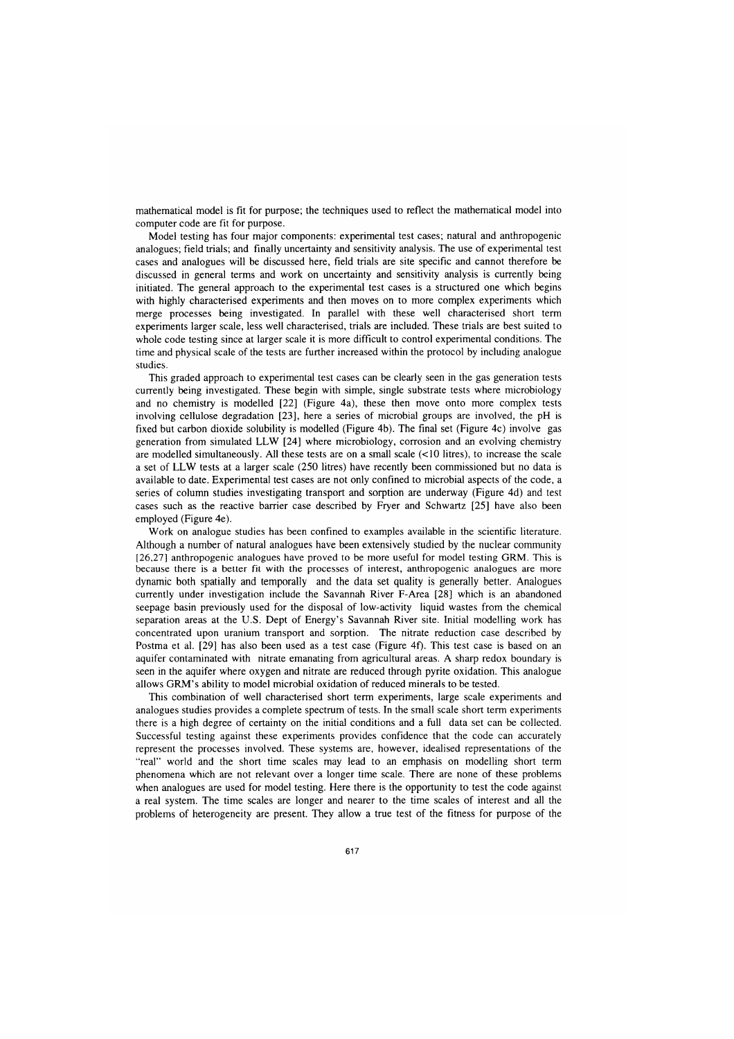mathematical model is fit for purpose; the techniques used to reflect the mathematical model into computer code are fit for purpose.

Model testing has four major components: experimental test cases; natural and anthropogenic analogues; field trials; and finally uncertainty and sensitivity analysis. The use of experimental test cases and analogues will be discussed here, field trials are site specific and cannot therefore be discussed in general terms and work on uncertainty and sensitivity analysis is currently being initiated. The general approach to the experimental test cases is a structured one which begins with highly characterised experiments and then moves on to more complex experiments which merge processes being investigated. In parallel with these well characterised short term experiments larger scale, less well characterised, trials are included. These trials are best suited to whole code testing since at larger scale it is more difficult to control experimental conditions. The time and physical scale of the tests are further increased within the protocol by including analogue studies.

This graded approach to experimental test cases can be clearly seen in the gas generation tests currently being investigated. These begin with simple, single substrate tests where microbiology and no chemistry is modelled [22] (Figure 4a), these then move onto more complex tests involving cellulose degradation [23], here a series of microbial groups are involved, the pH is fixed but carbon dioxide solubility is modelled (Figure 4b). The final set (Figure 4c) involve gas generation from simulated LLW [24] where microbiology, corrosion and an evolving chemistry are modelled simultaneously. All these tests are on a small scale (<10 litres), to increase the scale a set of LLW tests at a larger scale (250 litres) have recently been commissioned but no data is available to date. Experimental test cases are not only confined to microbial aspects of the code, a series of column studies investigating transport and sorption are underway (Figure 4d) and test cases such as the reactive barrier case described by Fryer and Schwartz [25] have also been employed (Figure 4e).

Work on analogue studies has been confined to examples available in the scientific literature. Although a number of natural analogues have been extensively studied by the nuclear community [26,27] anthropogenic analogues have proved to be more useful for model testing GRM. This is because there is a better fit with the processes of interest, anthropogenic analogues are more dynamic both spatially and temporally and the data set quality is generally better. Analogues currently under investigation include the Savannah River F-Area [28] which is an abandoned seepage basin previously used for the disposal of low-activity liquid wastes from the chemical separation areas at the U.S. Dept of Energy's Savannah River site. Initial modelling work has concentrated upon uranium transport and sorption. The nitrate reduction case described by Postma et al. [29] has also been used as a test case (Figure 4f). This test case is based on an aquifer contaminated with nitrate emanating from agricultural areas. A sharp redox boundary is seen in the aquifer where oxygen and nitrate are reduced through pyrite oxidation. This analogue allows GRM's ability to model microbial oxidation of reduced minerals to be tested.

This combination of well characterised short term experiments, large scale experiments and analogues studies provides a complete spectrum of tests. In the small scale short term experiments there is a high degree of certainty on the initial conditions and a full data set can be collected. Successful testing against these experiments provides confidence that the code can accurately represent the processes involved. These systems are, however, idealised representations of the "real" world and the short time scales may lead to an emphasis on modelling short term phenomena which are not relevant over a longer time scale. There are none of these problems when analogues are used for model testing. Here there is the opportunity to test the code against a real system. The time scales are longer and nearer to the time scales of interest and all the problems of heterogeneity are present. They allow a true test of the fitness for purpose of the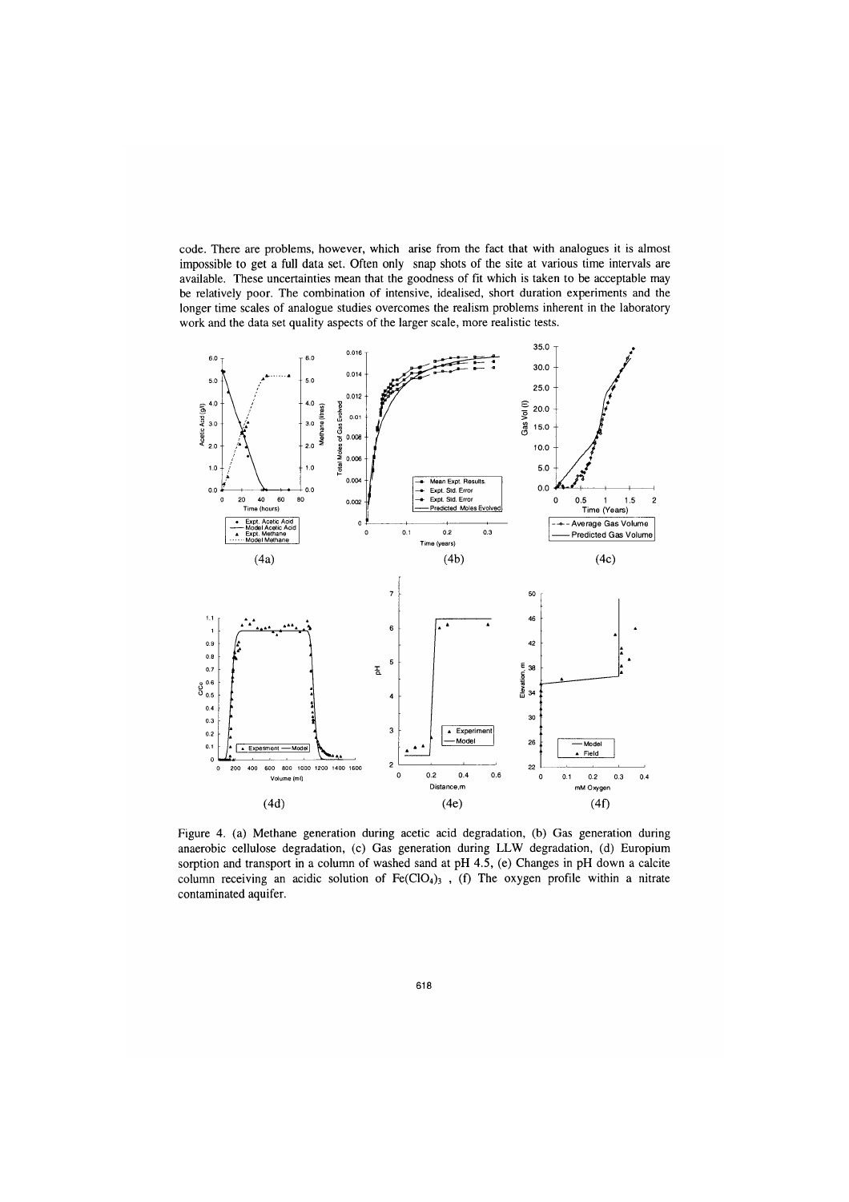code. There are problems, however, which arise from the fact that with analogues it is almost impossible to get a full data set. Often only snap shots of the site at various time intervals are available. These uncertainties mean that the goodness of fit which is taken to be acceptable may be relatively poor. The combination of intensive, idealised, short duration experiments and the longer time scales of analogue studies overcomes the realism problems inherent in the laboratory work and the data set quality aspects of the larger scale, more realistic tests.

Figure 4. (a) Methane generation during acetic acid degradation, (b) Gas generation during anaerobic cellulose degradation, (c) Gas generation during LLW degradation, (d) Europium sorption and transport in a column of washed sand at pH 4.5, (e) Changes in pH down a calcite column receiving an acidic solution of $Fe(ClO_4)_3$ , (f) The oxygen profile within a nitrate contaminated aquifer.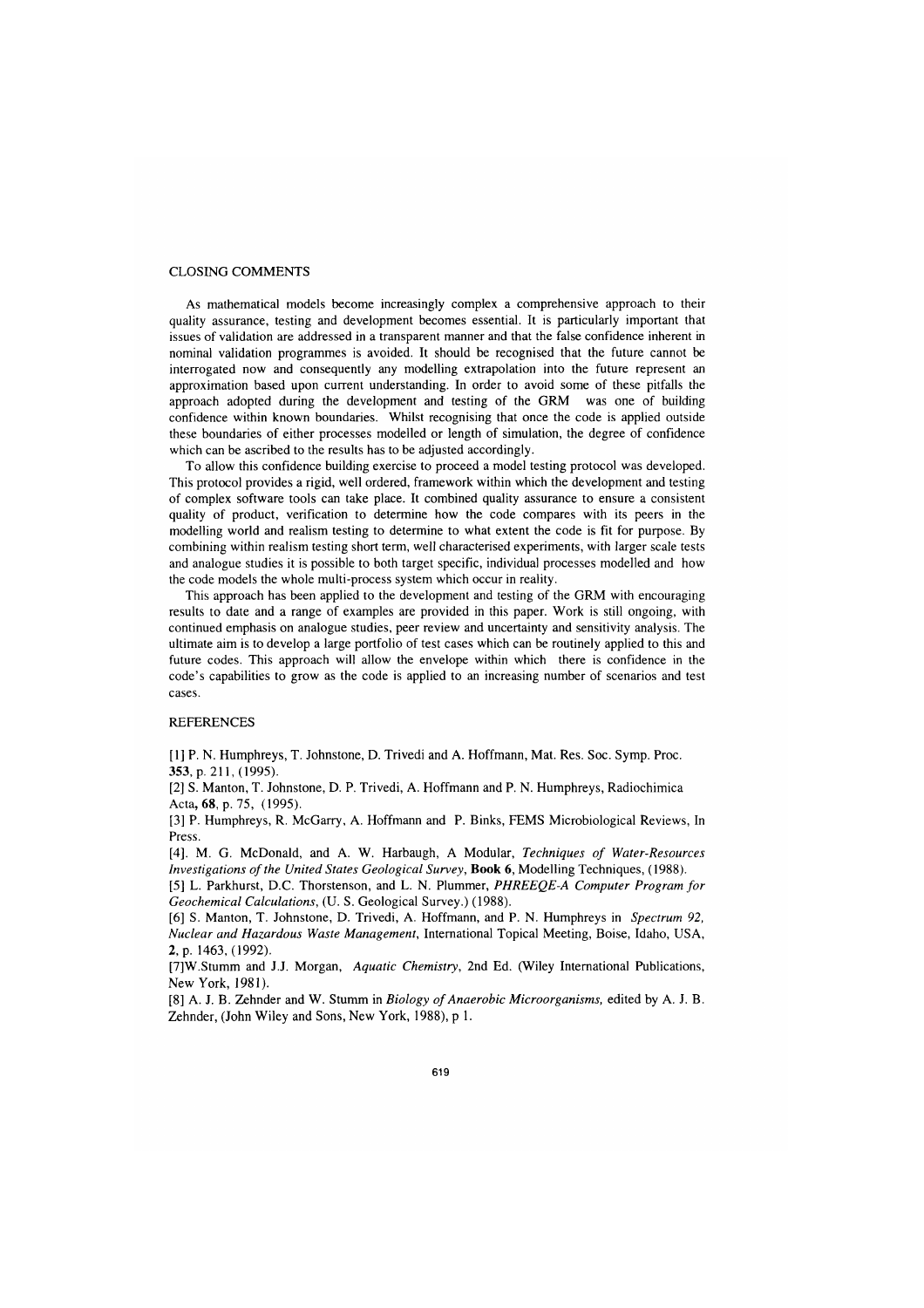## CLOSING COMMENTS

As mathematical models become increasingly complex a comprehensive approach to their quality assurance, testing and development becomes essential. It is particularly important that issues of validation are addressed in a transparent manner and that the false confidence inherent in nominal validation programmes is avoided. It should be recognised that the future cannot be interrogated now and consequently any modelling extrapolation into the future represent an approximation based upon current understanding. In order to avoid some of these pitfalls the approach adopted during the development and testing of the GRM was one of building confidence within known boundaries. Whilst recognising that once the code is applied outside these boundaries of either processes modelled or length of simulation, the degree of confidence which can be ascribed to the results has to be adjusted accordingly.

To allow this confidence building exercise to proceed a model testing protocol was developed. This protocol provides a rigid, well ordered, framework within which the development and testing of complex software tools can take place. It combined quality assurance to ensure a consistent quality of product, verification to determine how the code compares with its peers in the modelling world and realism testing to determine to what extent the code is fit for purpose. By combining within realism testing short term, well characterised experiments, with larger scale tests and analogue studies it is possible to both target specific, individual processes modelled and how the code models the whole multi-process system which occur in reality.

This approach has been applied to the development and testing of the GRM with encouraging results to date and a range of examples are provided in this paper. Work is still ongoing, with continued emphasis on analogue studies, peer review and uncertainty and sensitivity analysis. The ultimate aim is to develop a large portfolio of test cases which can be routinely applied to this and future codes. This approach will allow the envelope within which there is confidence in the code's capabilities to grow as the code is applied to an increasing number of scenarios and test cases.

## REFERENCES

[1] P. N. Humphreys, T. Johnstone, D. Trivedi and A. Hoffmann, Mat. Res. Soc. Symp. Proc. **353**, p. 211, (1995).

[2] S. Manton, T. Johnstone, D. P. Trivedi, A. Hoffmann and P. N. Humphreys, Radiochimica Acta, **68**, p. 75, (1995).

[3] P. Humphreys, R. McGarry, A. Hoffmann and P. Binks, FEMS Microbiological Reviews, In Press.

[4]. M. G. McDonald, and A. W. Harbaugh, A Modular, *Techniques of Water-Resources Investigations of the United States Geological Survey*, **Book 6**, Modelling Techniques, (1988).

[5] L. Parkhurst, D.C. Thorstenson, and L. N. Plummer, *PHREEQE-A Computer Program for Geochemical Calculations*, (U. S. Geological Survey.) (1988).

[6] S. Manton, T. Johnstone, D. Trivedi, A. Hoffmann, and P. N. Humphreys in *Spectrum 92, Nuclear and Hazardous Waste Management*, International Topical Meeting, Boise, Idaho, USA, **2**, p. 1463, (1992).

[7]W.Stumm and J.J. Morgan, *Aquatic Chemistry*, 2nd Ed. (Wiley International Publications, New York, 1981).

[8] A. J. B. Zehnder and W. Stumm in *Biology of Anaerobic Microorganisms,* edited by A. J. B. Zehnder, (John Wiley and Sons, New York, 1988), p 1.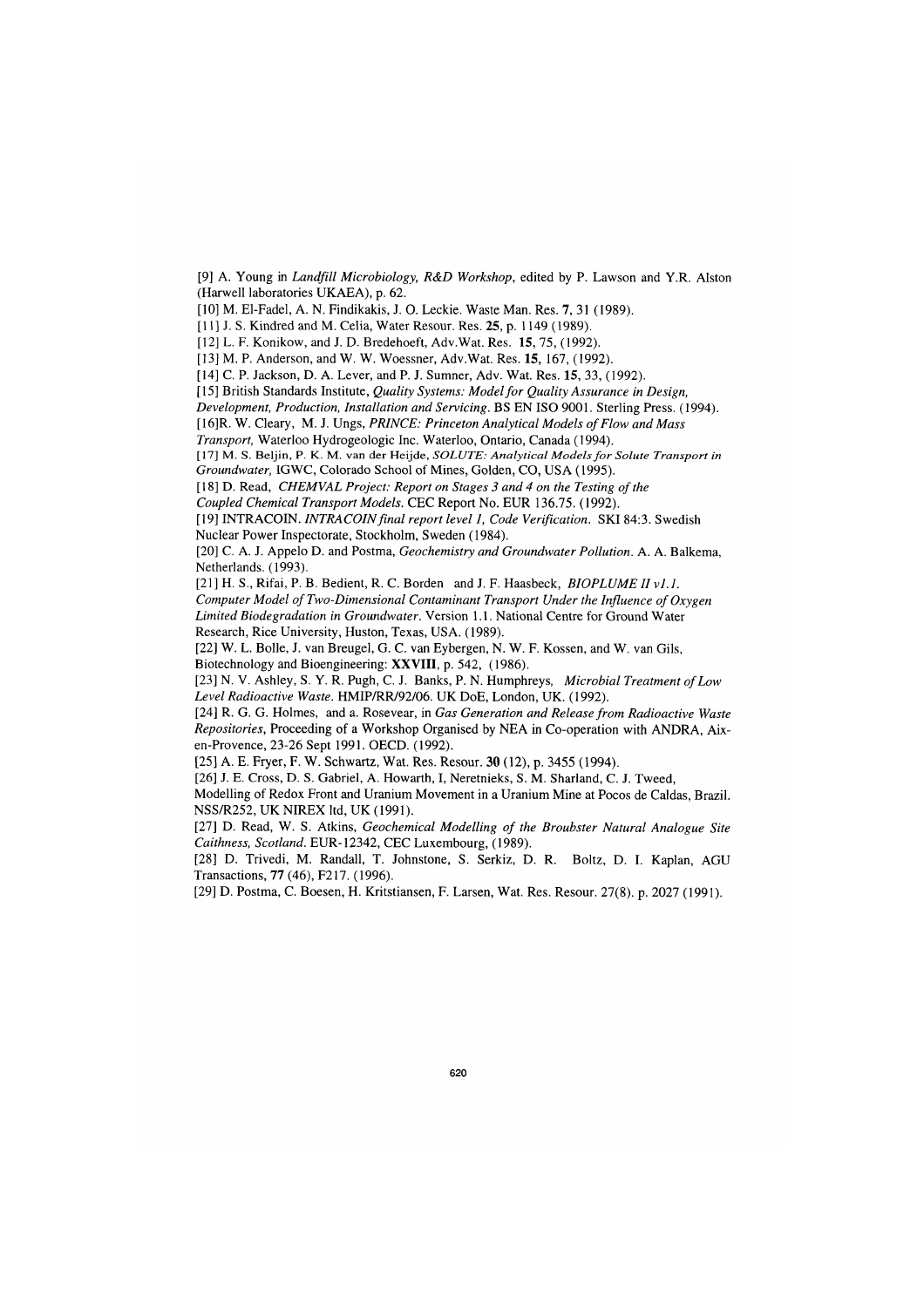[9] A. Young in *Landfill Microbiology, R&D Workshop*, edited by P. Lawson and Y.R. Alston (Harwell laboratories UKAEA), p. 62.

[10] M. El-Fadel, A. N. Findikakis, J. O. Leckie. Waste Man. Res. **7**, 31 (1989).

[11] J. S. Kindred and M. Celia, Water Resour. Res. **25**, p. 1149 (1989).

[12] L. F. Konikow, and J. D. Bredehoeft, Adv.Wat. Res. **15**, 75, (1992).

[13] M. P. Anderson, and W. W. Woessner, Adv.Wat. Res. **15**, 167, (1992).

[14] C. P. Jackson, D. A. Lever, and P. J. Sumner, Adv. Wat. Res. **15**, 33, (1992).

[15] British Standards Institute, *Quality Systems: Model for Quality Assurance in Design, Development, Production, Installation and Servicing*. BS EN ISO 9001. Sterling Press. (1994).

[16]R. W. Cleary, M. J. Ungs, *PRINCE: Princeton Analytical Models of Flow and Mass Transport,* Waterloo Hydrogeologic Inc. Waterloo, Ontario, Canada (1994).

[17] M. S. Beljin, P. K. M. van der Heijde, *SOLUTE: Analytical Models for Solute Transport in Groundwater,* IGWC, Colorado School of Mines, Golden, CO, USA (1995).

[18] D. Read, *CHEMVAL Project: Report on Stages 3 and 4 on the Testing of the Coupled Chemical Transport Models.* CEC Report No. EUR 136.75. (1992).

[19] INTRACOIN. *INTRACOIN final report level 1, Code Verification.* SKI 84:3. Swedish Nuclear Power Inspectorate, Stockholm, Sweden (1984).

[20] C. A. J. Appelo D. and Postma, *Geochemistry and Groundwater Pollution*. A. A. Balkema, Netherlands. (1993).

[21] H. S., Rifai, P. B. Bedient, R. C. Borden and J. F. Haasbeck, *BIOPLUME II v1.1. Computer Model of Two-Dimensional Contaminant Transport Under the Influence of Oxygen Limited Biodegradation in Groundwater*. Version 1.1. National Centre for Ground Water Research, Rice University, Huston, Texas, USA. (1989).

[22] W. L. Bolle, J. van Breugel, G. C. van Eybergen, N. W. F. Kossen, and W. van Gils, Biotechnology and Bioengineering: **XXVIII**, p. 542, (1986).

[23] N. V. Ashley, S. Y. R. Pugh, C. J. Banks, P. N. Humphreys, *Microbial Treatment of Low Level Radioactive Waste*. HMIP/RR/92/06. UK DoE, London, UK. (1992).

[24] R. G. G. Holmes, and a. Rosevear, in *Gas Generation and Release from Radioactive Waste Repositories*, Proceeding of a Workshop Organised by NEA in Co-operation with ANDRA, Aix-en-Provence, 23-26 Sept 1991. OECD. (1992).

[25] A. E. Fryer, F. W. Schwartz, Wat. Res. Resour. **30** (12), p. 3455 (1994).

[26] J. E. Cross, D. S. Gabriel, A. Howarth, I, Neretnieks, S. M. Sharland, C. J. Tweed, Modelling of Redox Front and Uranium Movement in a Uranium Mine at Pocos de Caldas, Brazil. NSS/R252, UK NIREX ltd, UK (1991).

[27] D. Read, W. S. Atkins, *Geochemical Modelling of the Broubster Natural Analogue Site Caithness, Scotland*. EUR-12342, CEC Luxembourg, (1989).

[28] D. Trivedi, M. Randall, T. Johnstone, S. Serkiz, D. R. Boltz, D. I. Kaplan, AGU Transactions, **77** (46), F217. (1996).

[29] D. Postma, C. Boesen, H. Kritstiansen, F. Larsen, Wat. Res. Resour. 27(8). p. 2027 (1991).